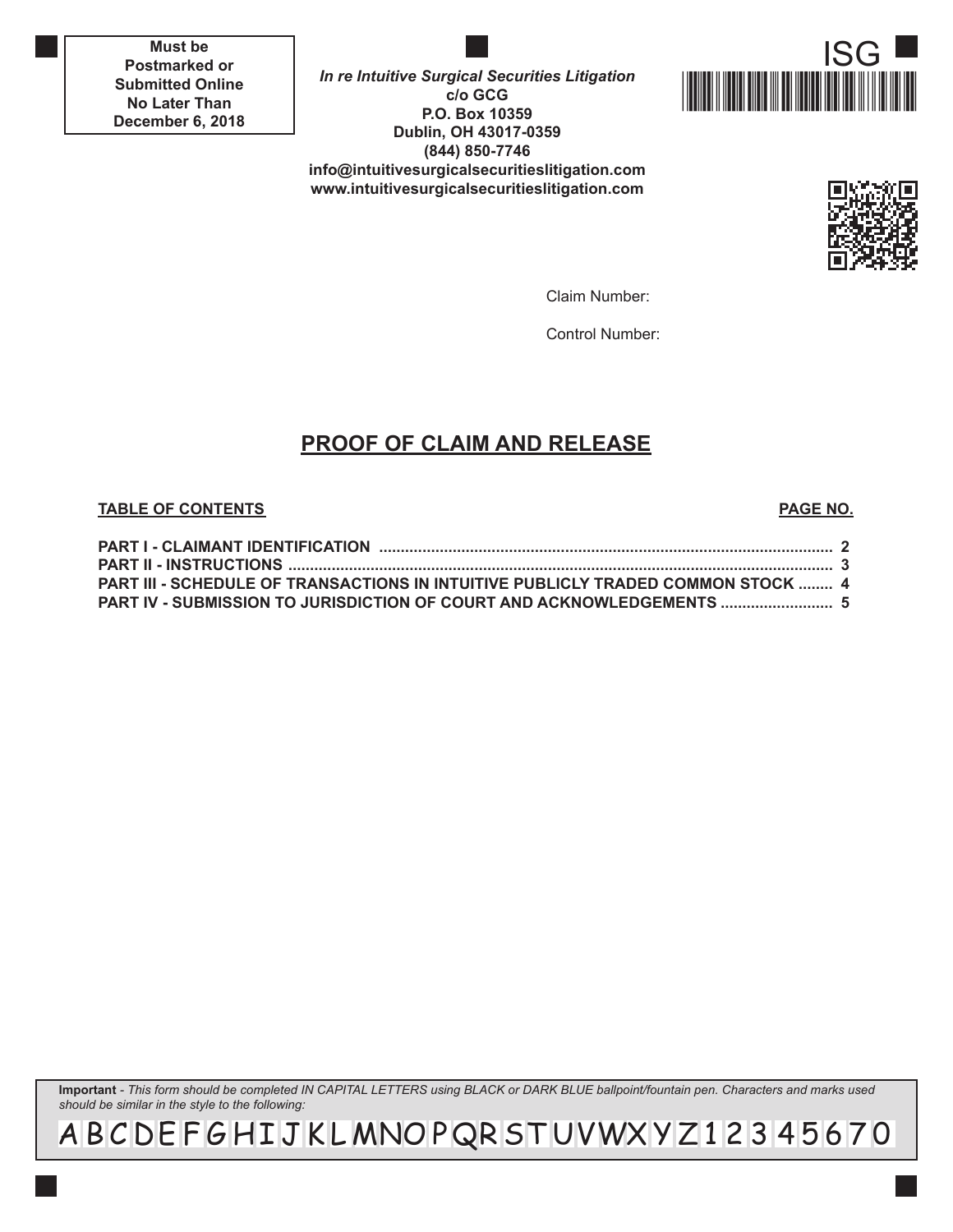**Must be Postmarked or Submitted Online No Later Than December 6, 2018**

*In re Intuitive Surgical Securities Litigation*
**c/o GCG**
**P.O. Box 10359**
**Dublin, OH 43017-0359**
**(844) 850-7746**
**info@intuitivesurgicalsecuritieslitigation.com**
**www.intuitivesurgicalsecuritieslitigation.com**

ISG

Claim Number:

Control Number:

# PROOF OF CLAIM AND RELEASE

| TABLE OF CONTENTS | PAGE NO. |
|---|---|
| PART I - CLAIMANT IDENTIFICATION | 2 |
| PART II - INSTRUCTIONS | 3 |
| PART III - SCHEDULE OF TRANSACTIONS IN INTUITIVE PUBLICLY TRADED COMMON STOCK | 4 |
| PART IV - SUBMISSION TO JURISDICTION OF COURT AND ACKNOWLEDGEMENTS | 5 |

**Important** - *This form should be completed IN CAPITAL LETTERS using BLACK or DARK BLUE ballpoint/fountain pen. Characters and marks used should be similar in the style to the following:*

A B C D E F G H I J K L M N O P Q R S T U V W X Y Z 1 2 3 4 5 6 7 0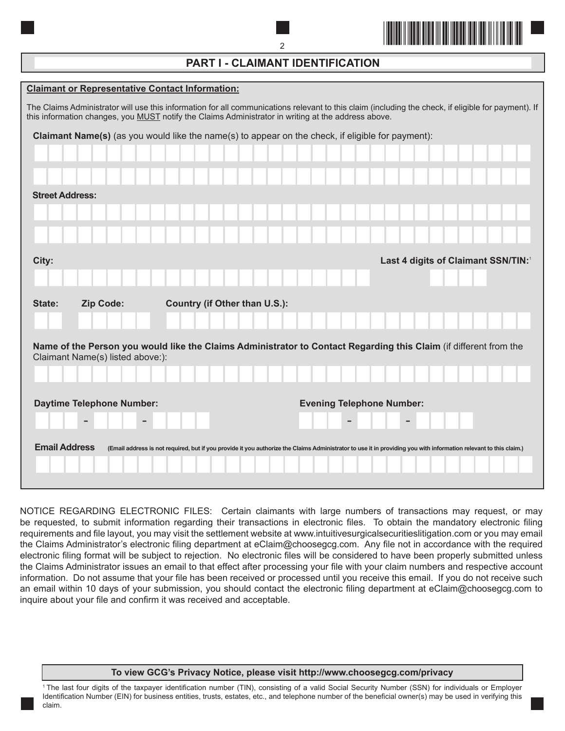## PART I - CLAIMANT IDENTIFICATION

**Claimant or Representative Contact Information:**

The Claims Administrator will use this information for all communications relevant to this claim (including the check, if eligible for payment). If this information changes, you MUST notify the Claims Administrator in writing at the address above.

**Claimant Name(s)** (as you would like the name(s) to appear on the check, if eligible for payment):

**Street Address:**

**City:**

**Last 4 digits of Claimant SSN/TIN:**[1]

**State:** **Zip Code:** **Country (if Other than U.S.):**

**Name of the Person you would like the Claims Administrator to Contact Regarding this Claim** (if different from the Claimant Name(s) listed above:):

**Daytime Telephone Number:** - -

**Evening Telephone Number:** - -

**Email Address** **(Email address is not required, but if you provide it you authorize the Claims Administrator to use it in providing you with information relevant to this claim.)**

NOTICE REGARDING ELECTRONIC FILES: Certain claimants with large numbers of transactions may request, or may be requested, to submit information regarding their transactions in electronic files. To obtain the mandatory electronic filing requirements and file layout, you may visit the settlement website at www.intuitivesurgicalsecuritieslitigation.com or you may email the Claims Administrator's electronic filing department at eClaim@choosegcg.com. Any file not in accordance with the required electronic filing format will be subject to rejection. No electronic files will be considered to have been properly submitted unless the Claims Administrator issues an email to that effect after processing your file with your claim numbers and respective account information. Do not assume that your file has been received or processed until you receive this email. If you do not receive such an email within 10 days of your submission, you should contact the electronic filing department at eClaim@choosegcg.com to inquire about your file and confirm it was received and acceptable.

**To view GCG's Privacy Notice, please visit http://www.choosegcg.com/privacy**

[1] The last four digits of the taxpayer identification number (TIN), consisting of a valid Social Security Number (SSN) for individuals or Employer Identification Number (EIN) for business entities, trusts, estates, etc., and telephone number of the beneficial owner(s) may be used in verifying this claim.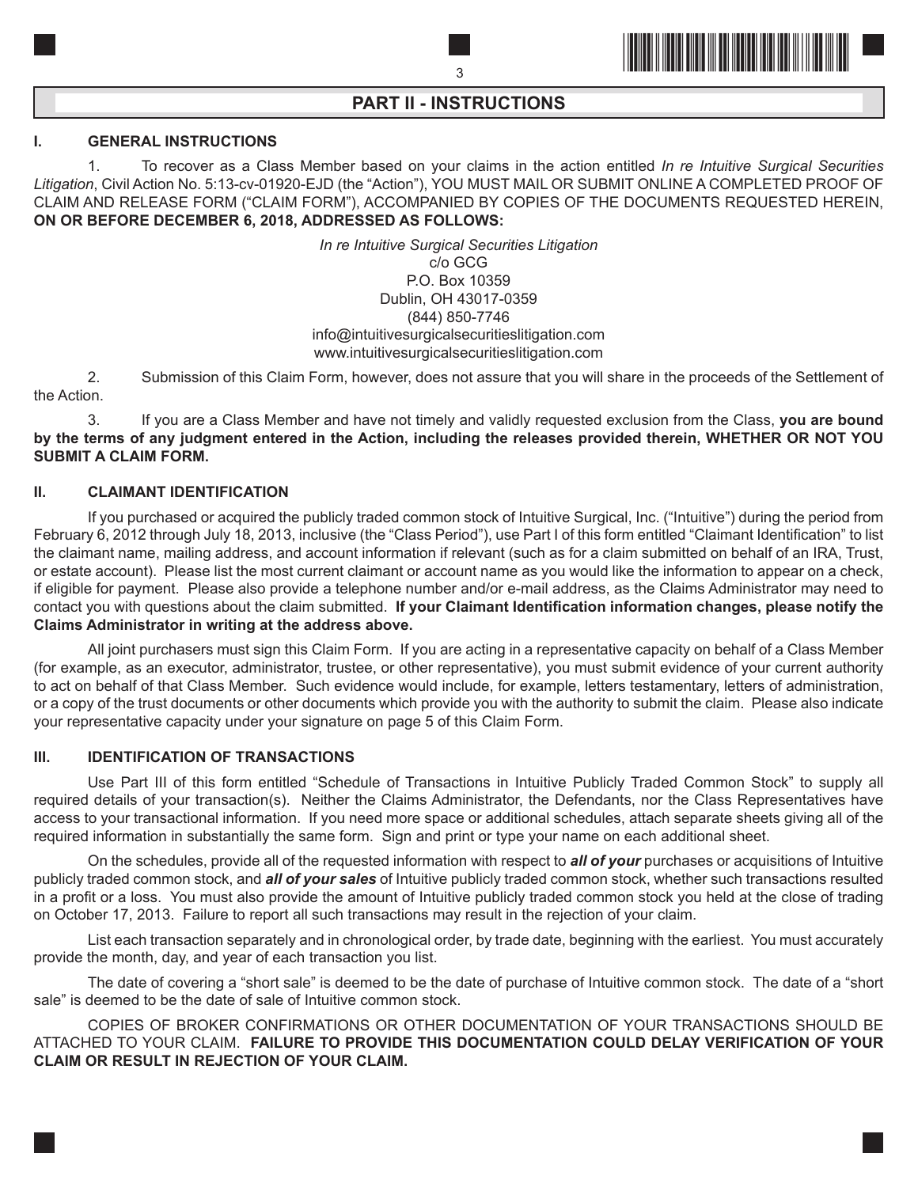## PART II - INSTRUCTIONS

### I. GENERAL INSTRUCTIONS

1. To recover as a Class Member based on your claims in the action entitled *In re Intuitive Surgical Securities Litigation*, Civil Action No. 5:13-cv-01920-EJD (the "Action"), YOU MUST MAIL OR SUBMIT ONLINE A COMPLETED PROOF OF CLAIM AND RELEASE FORM ("CLAIM FORM"), ACCOMPANIED BY COPIES OF THE DOCUMENTS REQUESTED HEREIN, **ON OR BEFORE DECEMBER 6, 2018, ADDRESSED AS FOLLOWS:**

*In re Intuitive Surgical Securities Litigation*
c/o GCG
P.O. Box 10359
Dublin, OH 43017-0359
(844) 850-7746
info@intuitivesurgicalsecuritieslitigation.com
www.intuitivesurgicalsecuritieslitigation.com

2. Submission of this Claim Form, however, does not assure that you will share in the proceeds of the Settlement of the Action.

3. If you are a Class Member and have not timely and validly requested exclusion from the Class, **you are bound by the terms of any judgment entered in the Action, including the releases provided therein, WHETHER OR NOT YOU SUBMIT A CLAIM FORM.**

### II. CLAIMANT IDENTIFICATION

If you purchased or acquired the publicly traded common stock of Intuitive Surgical, Inc. ("Intuitive") during the period from February 6, 2012 through July 18, 2013, inclusive (the "Class Period"), use Part I of this form entitled "Claimant Identification" to list the claimant name, mailing address, and account information if relevant (such as for a claim submitted on behalf of an IRA, Trust, or estate account). Please list the most current claimant or account name as you would like the information to appear on a check, if eligible for payment. Please also provide a telephone number and/or e-mail address, as the Claims Administrator may need to contact you with questions about the claim submitted. **If your Claimant Identification information changes, please notify the Claims Administrator in writing at the address above.**

All joint purchasers must sign this Claim Form. If you are acting in a representative capacity on behalf of a Class Member (for example, as an executor, administrator, trustee, or other representative), you must submit evidence of your current authority to act on behalf of that Class Member. Such evidence would include, for example, letters testamentary, letters of administration, or a copy of the trust documents or other documents which provide you with the authority to submit the claim. Please also indicate your representative capacity under your signature on page 5 of this Claim Form.

### III. IDENTIFICATION OF TRANSACTIONS

Use Part III of this form entitled "Schedule of Transactions in Intuitive Publicly Traded Common Stock" to supply all required details of your transaction(s). Neither the Claims Administrator, the Defendants, nor the Class Representatives have access to your transactional information. If you need more space or additional schedules, attach separate sheets giving all of the required information in substantially the same form. Sign and print or type your name on each additional sheet.

On the schedules, provide all of the requested information with respect to ***all of your*** purchases or acquisitions of Intuitive publicly traded common stock, and ***all of your sales*** of Intuitive publicly traded common stock, whether such transactions resulted in a profit or a loss. You must also provide the amount of Intuitive publicly traded common stock you held at the close of trading on October 17, 2013. Failure to report all such transactions may result in the rejection of your claim.

List each transaction separately and in chronological order, by trade date, beginning with the earliest. You must accurately provide the month, day, and year of each transaction you list.

The date of covering a "short sale" is deemed to be the date of purchase of Intuitive common stock. The date of a "short sale" is deemed to be the date of sale of Intuitive common stock.

COPIES OF BROKER CONFIRMATIONS OR OTHER DOCUMENTATION OF YOUR TRANSACTIONS SHOULD BE ATTACHED TO YOUR CLAIM. **FAILURE TO PROVIDE THIS DOCUMENTATION COULD DELAY VERIFICATION OF YOUR CLAIM OR RESULT IN REJECTION OF YOUR CLAIM.**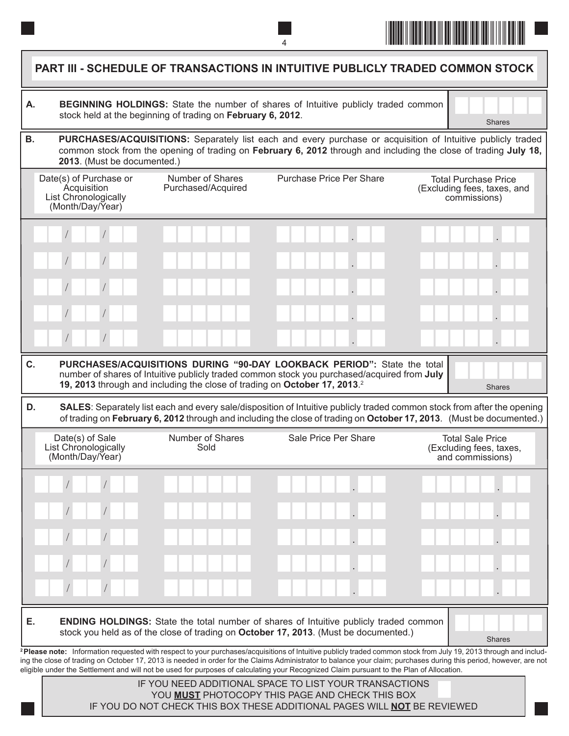# PART III - SCHEDULE OF TRANSACTIONS IN INTUITIVE PUBLICLY TRADED COMMON STOCK

**A. BEGINNING HOLDINGS:** State the number of shares of Intuitive publicly traded common stock held at the beginning of trading on **February 6, 2012**.

Shares: ______

**B. PURCHASES/ACQUISITIONS:** Separately list each and every purchase or acquisition of Intuitive publicly traded common stock from the opening of trading on **February 6, 2012** through and including the close of trading **July 18, 2013**. (Must be documented.)

| Date(s) of Purchase or Acquisition List Chronologically (Month/Day/Year) | Number of Shares Purchased/Acquired | Purchase Price Per Share | Total Purchase Price (Excluding fees, taxes, and commissions) |
|---|---|---|---|
| / / | | . | . |
| / / | | . | . |
| / / | | . | . |
| / / | | . | . |
| / / | | . | . |

**C. PURCHASES/ACQUISITIONS DURING "90-DAY LOOKBACK PERIOD":** State the total number of shares of Intuitive publicly traded common stock you purchased/acquired from **July 19, 2013** through and including the close of trading on **October 17, 2013**.[2]

Shares: ______

**D. SALES**: Separately list each and every sale/disposition of Intuitive publicly traded common stock from after the opening of trading on **February 6, 2012** through and including the close of trading on **October 17, 2013**. (Must be documented.)

| Date(s) of Sale List Chronologically (Month/Day/Year) | Number of Shares Sold | Sale Price Per Share | Total Sale Price (Excluding fees, taxes, and commissions) |
|---|---|---|---|
| / / | | . | . |
| / / | | . | . |
| / / | | . | . |
| / / | | . | . |
| / / | | . | . |

**E. ENDING HOLDINGS:** State the total number of shares of Intuitive publicly traded common stock you held as of the close of trading on **October 17, 2013**. (Must be documented.)

Shares: ______

[2] **Please note:** Information requested with respect to your purchases/acquisitions of Intuitive publicly traded common stock from July 19, 2013 through and including the close of trading on October 17, 2013 is needed in order for the Claims Administrator to balance your claim; purchases during this period, however, are not eligible under the Settlement and will not be used for purposes of calculating your Recognized Claim pursuant to the Plan of Allocation.

IF YOU NEED ADDITIONAL SPACE TO LIST YOUR TRANSACTIONS YOU **MUST** PHOTOCOPY THIS PAGE AND CHECK THIS BOX ☐

IF YOU DO NOT CHECK THIS BOX THESE ADDITIONAL PAGES WILL **NOT** BE REVIEWED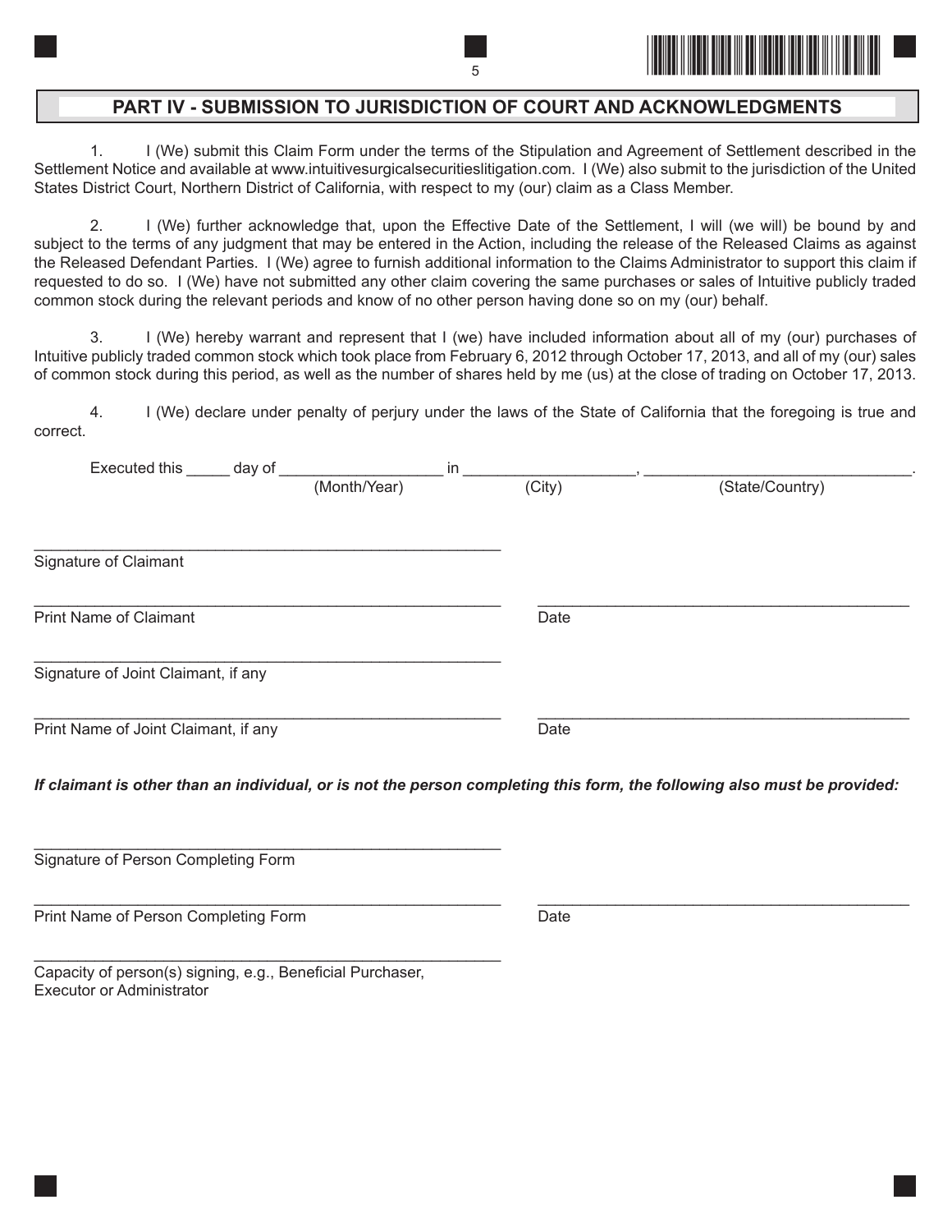## PART IV - SUBMISSION TO JURISDICTION OF COURT AND ACKNOWLEDGMENTS

1. I (We) submit this Claim Form under the terms of the Stipulation and Agreement of Settlement described in the Settlement Notice and available at www.intuitivesurgicalsecuritieslitigation.com. I (We) also submit to the jurisdiction of the United States District Court, Northern District of California, with respect to my (our) claim as a Class Member.

2. I (We) further acknowledge that, upon the Effective Date of the Settlement, I will (we will) be bound by and subject to the terms of any judgment that may be entered in the Action, including the release of the Released Claims as against the Released Defendant Parties. I (We) agree to furnish additional information to the Claims Administrator to support this claim if requested to do so. I (We) have not submitted any other claim covering the same purchases or sales of Intuitive publicly traded common stock during the relevant periods and know of no other person having done so on my (our) behalf.

3. I (We) hereby warrant and represent that I (we) have included information about all of my (our) purchases of Intuitive publicly traded common stock which took place from February 6, 2012 through October 17, 2013, and all of my (our) sales of common stock during this period, as well as the number of shares held by me (us) at the close of trading on October 17, 2013.

4. I (We) declare under penalty of perjury under the laws of the State of California that the foregoing is true and correct.

Executed this _____ day of ___________________ in ___________________, ______________________________.
(Month/Year) (City) (State/Country)

_______________________________________________________
Signature of Claimant

_______________________________________________________ ___________________________________________
Print Name of Claimant Date

_______________________________________________________
Signature of Joint Claimant, if any

_______________________________________________________ ___________________________________________
Print Name of Joint Claimant, if any Date

***If claimant is other than an individual, or is not the person completing this form, the following also must be provided:***

_______________________________________________________
Signature of Person Completing Form

_______________________________________________________ ___________________________________________
Print Name of Person Completing Form Date

_______________________________________________________
Capacity of person(s) signing, e.g., Beneficial Purchaser, Executor or Administrator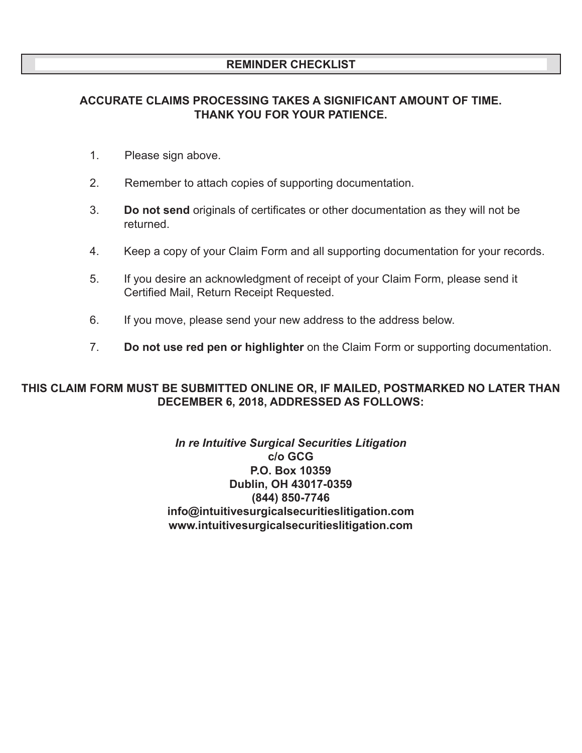## REMINDER CHECKLIST

**ACCURATE CLAIMS PROCESSING TAKES A SIGNIFICANT AMOUNT OF TIME.**
**THANK YOU FOR YOUR PATIENCE.**

1. Please sign above.
2. Remember to attach copies of supporting documentation.
3. **Do not send** originals of certificates or other documentation as they will not be returned.
4. Keep a copy of your Claim Form and all supporting documentation for your records.
5. If you desire an acknowledgment of receipt of your Claim Form, please send it Certified Mail, Return Receipt Requested.
6. If you move, please send your new address to the address below.
7. **Do not use red pen or highlighter** on the Claim Form or supporting documentation.

**THIS CLAIM FORM MUST BE SUBMITTED ONLINE OR, IF MAILED, POSTMARKED NO LATER THAN DECEMBER 6, 2018, ADDRESSED AS FOLLOWS:**

***In re Intuitive Surgical Securities Litigation***
**c/o GCG**
**P.O. Box 10359**
**Dublin, OH 43017-0359**
**(844) 850-7746**
**info@intuitivesurgicalsecuritieslitigation.com**
**www.intuitivesurgicalsecuritieslitigation.com**